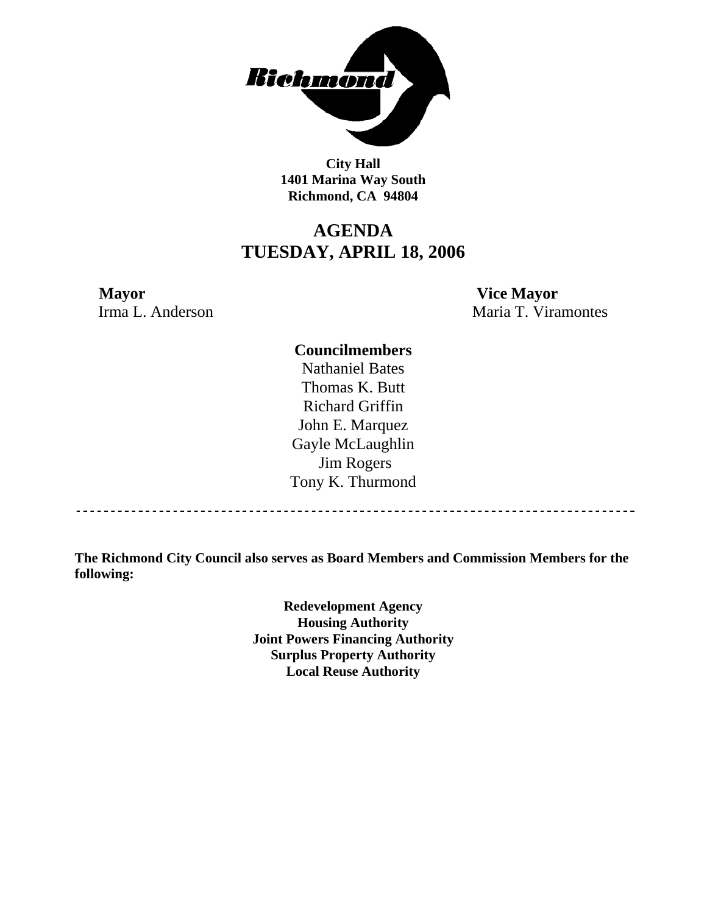Richmond

**City Hall**
**1401 Marina Way South**
**Richmond, CA 94804**

# AGENDA
# TUESDAY, APRIL 18, 2006

**Mayor**
Irma L. Anderson

**Vice Mayor**
Maria T. Viramontes

**Councilmembers**

Nathaniel Bates
Thomas K. Butt
Richard Griffin
John E. Marquez
Gayle McLaughlin
Jim Rogers
Tony K. Thurmond

---

**The Richmond City Council also serves as Board Members and Commission Members for the following:**

**Redevelopment Agency**
**Housing Authority**
**Joint Powers Financing Authority**
**Surplus Property Authority**
**Local Reuse Authority**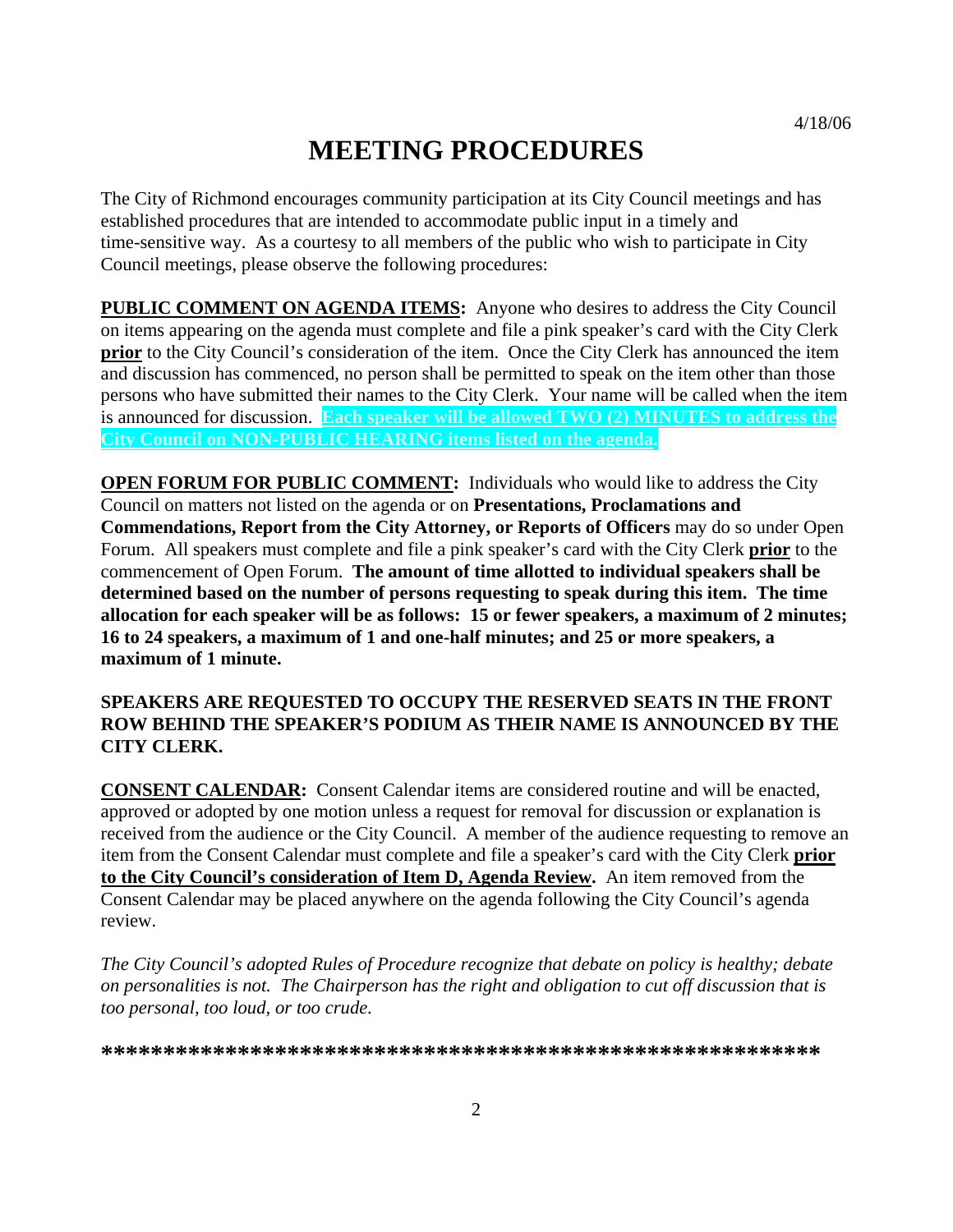4/18/06

# MEETING PROCEDURES

The City of Richmond encourages community participation at its City Council meetings and has established procedures that are intended to accommodate public input in a timely and time-sensitive way. As a courtesy to all members of the public who wish to participate in City Council meetings, please observe the following procedures:

**PUBLIC COMMENT ON AGENDA ITEMS:** Anyone who desires to address the City Council on items appearing on the agenda must complete and file a pink speaker's card with the City Clerk **prior** to the City Council's consideration of the item. Once the City Clerk has announced the item and discussion has commenced, no person shall be permitted to speak on the item other than those persons who have submitted their names to the City Clerk. Your name will be called when the item is announced for discussion. **Each speaker will be allowed TWO (2) MINUTES to address the City Council on NON-PUBLIC HEARING items listed on the agenda.**

**OPEN FORUM FOR PUBLIC COMMENT:** Individuals who would like to address the City Council on matters not listed on the agenda or on **Presentations, Proclamations and Commendations, Report from the City Attorney, or Reports of Officers** may do so under Open Forum. All speakers must complete and file a pink speaker's card with the City Clerk **prior** to the commencement of Open Forum. **The amount of time allotted to individual speakers shall be determined based on the number of persons requesting to speak during this item. The time allocation for each speaker will be as follows: 15 or fewer speakers, a maximum of 2 minutes; 16 to 24 speakers, a maximum of 1 and one-half minutes; and 25 or more speakers, a maximum of 1 minute.**

**SPEAKERS ARE REQUESTED TO OCCUPY THE RESERVED SEATS IN THE FRONT ROW BEHIND THE SPEAKER'S PODIUM AS THEIR NAME IS ANNOUNCED BY THE CITY CLERK.**

**CONSENT CALENDAR:** Consent Calendar items are considered routine and will be enacted, approved or adopted by one motion unless a request for removal for discussion or explanation is received from the audience or the City Council. A member of the audience requesting to remove an item from the Consent Calendar must complete and file a speaker's card with the City Clerk **prior to the City Council's consideration of Item D, Agenda Review.** An item removed from the Consent Calendar may be placed anywhere on the agenda following the City Council's agenda review.

*The City Council's adopted Rules of Procedure recognize that debate on policy is healthy; debate on personalities is not. The Chairperson has the right and obligation to cut off discussion that is too personal, too loud, or too crude.*

**************************************************************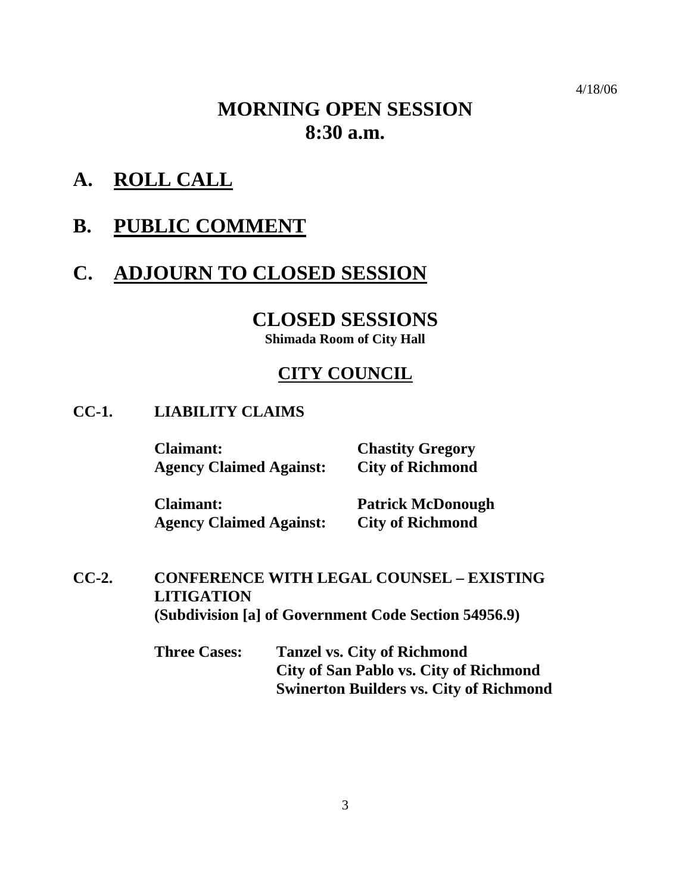4/18/06

# MORNING OPEN SESSION
# 8:30 a.m.

## A. ROLL CALL

## B. PUBLIC COMMENT

## C. ADJOURN TO CLOSED SESSION

# CLOSED SESSIONS

**Shimada Room of City Hall**

## CITY COUNCIL

**CC-1. LIABILITY CLAIMS**

| | |
|---|---|
| **Claimant:** | **Chastity Gregory** |
| **Agency Claimed Against:** | **City of Richmond** |
| **Claimant:** | **Patrick McDonough** |
| **Agency Claimed Against:** | **City of Richmond** |

**CC-2. CONFERENCE WITH LEGAL COUNSEL – EXISTING LITIGATION (Subdivision [a] of Government Code Section 54956.9)**

**Three Cases:** **Tanzel vs. City of Richmond**
**City of San Pablo vs. City of Richmond**
**Swinerton Builders vs. City of Richmond**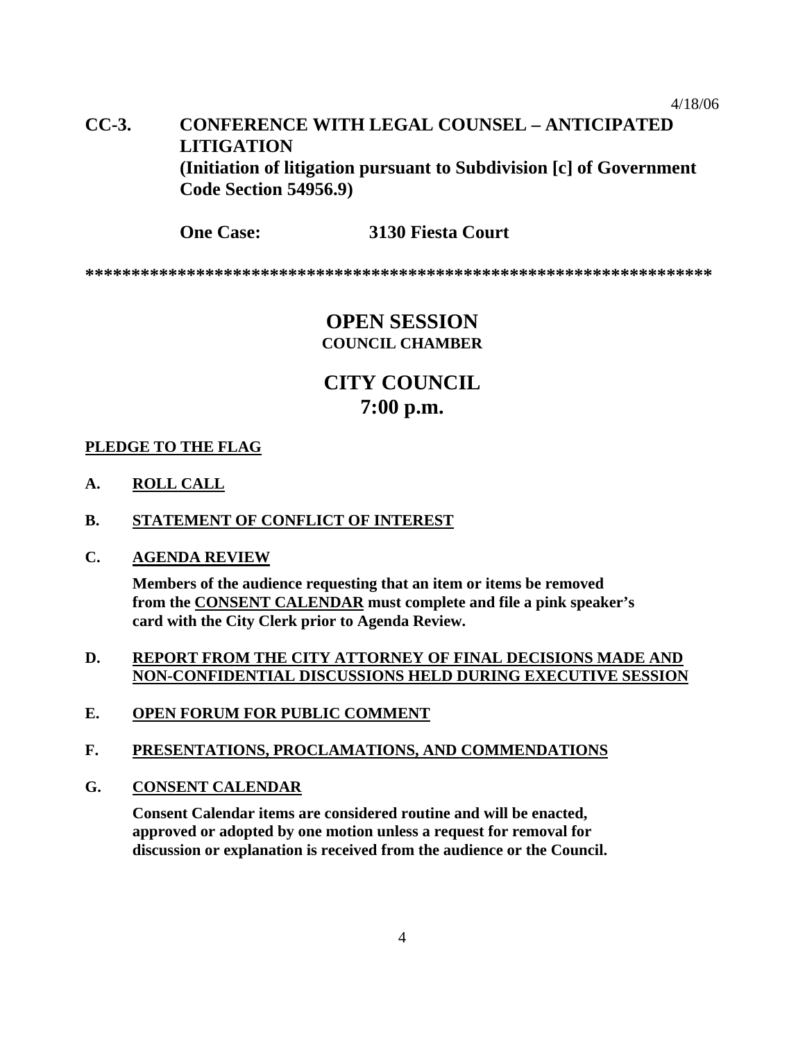4/18/06

**CC-3. CONFERENCE WITH LEGAL COUNSEL – ANTICIPATED LITIGATION (Initiation of litigation pursuant to Subdivision [c] of Government Code Section 54956.9)**

**One Case: 3130 Fiesta Court**

**********************************************************************

# OPEN SESSION

**COUNCIL CHAMBER**

# CITY COUNCIL
# 7:00 p.m.

**PLEDGE TO THE FLAG**

**A. ROLL CALL**

**B. STATEMENT OF CONFLICT OF INTEREST**

**C. AGENDA REVIEW**

**Members of the audience requesting that an item or items be removed from the CONSENT CALENDAR must complete and file a pink speaker's card with the City Clerk prior to Agenda Review.**

**D. REPORT FROM THE CITY ATTORNEY OF FINAL DECISIONS MADE AND NON-CONFIDENTIAL DISCUSSIONS HELD DURING EXECUTIVE SESSION**

**E. OPEN FORUM FOR PUBLIC COMMENT**

**F. PRESENTATIONS, PROCLAMATIONS, AND COMMENDATIONS**

**G. CONSENT CALENDAR**

**Consent Calendar items are considered routine and will be enacted, approved or adopted by one motion unless a request for removal for discussion or explanation is received from the audience or the Council.**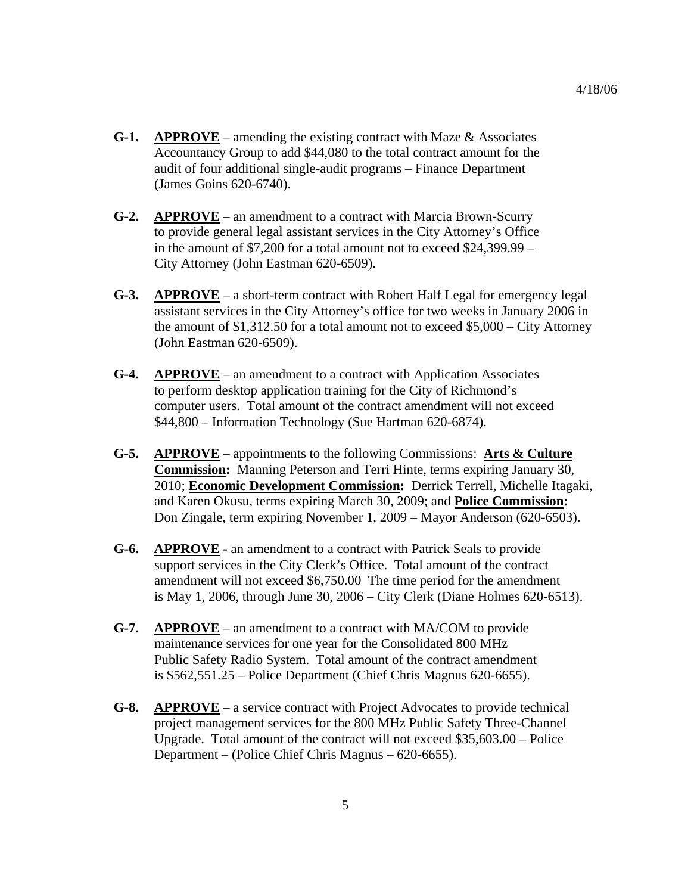4/18/06

**G-1.** **APPROVE** – amending the existing contract with Maze & Associates Accountancy Group to add $44,080 to the total contract amount for the audit of four additional single-audit programs – Finance Department (James Goins 620-6740).

**G-2.** **APPROVE** – an amendment to a contract with Marcia Brown-Scurry to provide general legal assistant services in the City Attorney's Office in the amount of $7,200 for a total amount not to exceed $24,399.99 – City Attorney (John Eastman 620-6509).

**G-3.** **APPROVE** – a short-term contract with Robert Half Legal for emergency legal assistant services in the City Attorney's office for two weeks in January 2006 in the amount of $1,312.50 for a total amount not to exceed $5,000 – City Attorney (John Eastman 620-6509).

**G-4.** **APPROVE** – an amendment to a contract with Application Associates to perform desktop application training for the City of Richmond's computer users. Total amount of the contract amendment will not exceed $44,800 – Information Technology (Sue Hartman 620-6874).

**G-5.** **APPROVE** – appointments to the following Commissions: **Arts & Culture Commission:** Manning Peterson and Terri Hinte, terms expiring January 30, 2010; **Economic Development Commission:** Derrick Terrell, Michelle Itagaki, and Karen Okusu, terms expiring March 30, 2009; and **Police Commission:** Don Zingale, term expiring November 1, 2009 – Mayor Anderson (620-6503).

**G-6.** **APPROVE -** an amendment to a contract with Patrick Seals to provide support services in the City Clerk's Office. Total amount of the contract amendment will not exceed $6,750.00 The time period for the amendment is May 1, 2006, through June 30, 2006 – City Clerk (Diane Holmes 620-6513).

**G-7.** **APPROVE** – an amendment to a contract with MA/COM to provide maintenance services for one year for the Consolidated 800 MHz Public Safety Radio System. Total amount of the contract amendment is $562,551.25 – Police Department (Chief Chris Magnus 620-6655).

**G-8.** **APPROVE** – a service contract with Project Advocates to provide technical project management services for the 800 MHz Public Safety Three-Channel Upgrade. Total amount of the contract will not exceed $35,603.00 – Police Department – (Police Chief Chris Magnus – 620-6655).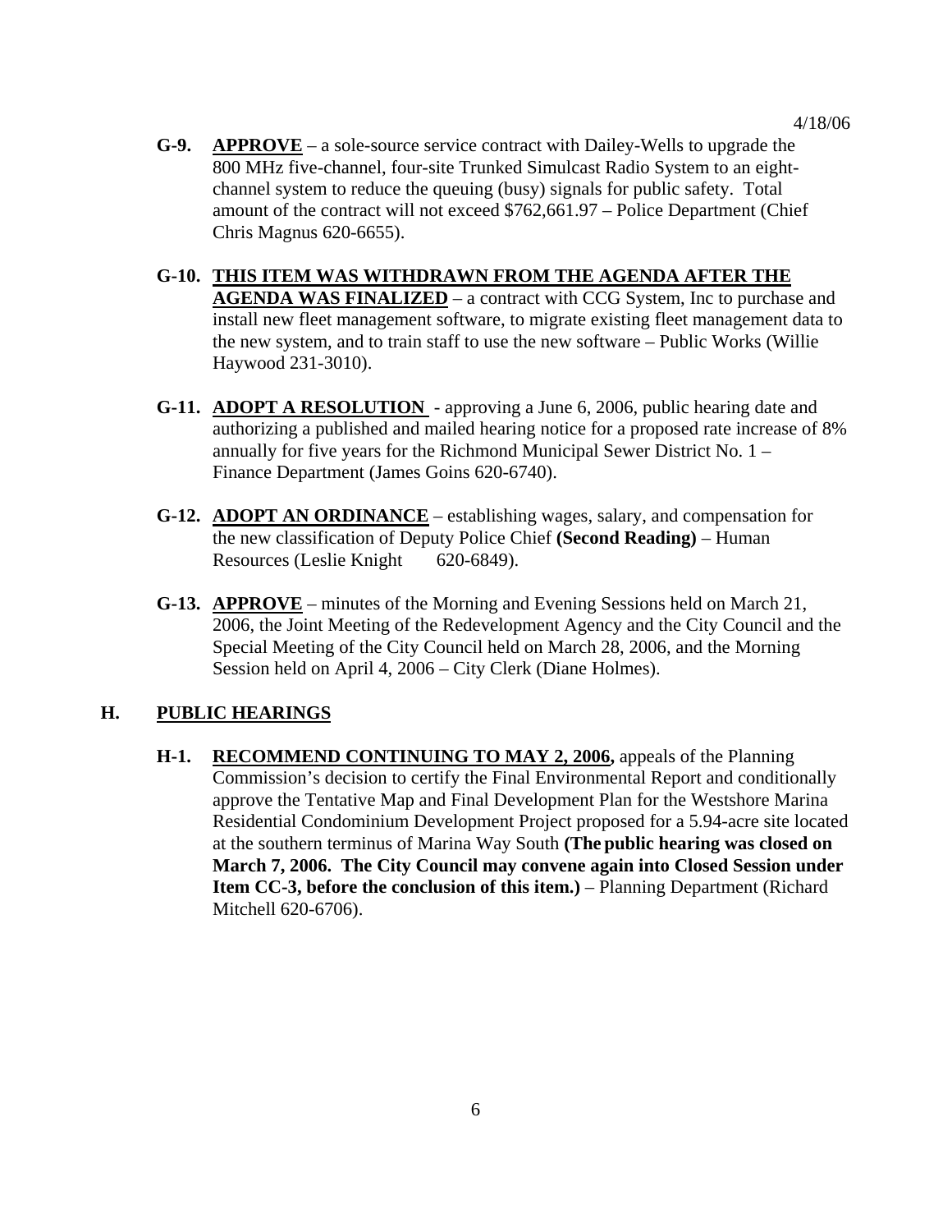**G-9.** **APPROVE** – a sole-source service contract with Dailey-Wells to upgrade the 800 MHz five-channel, four-site Trunked Simulcast Radio System to an eight-channel system to reduce the queuing (busy) signals for public safety. Total amount of the contract will not exceed $762,661.97 – Police Department (Chief Chris Magnus 620-6655).

**G-10.** **THIS ITEM WAS WITHDRAWN FROM THE AGENDA AFTER THE AGENDA WAS FINALIZED** – a contract with CCG System, Inc to purchase and install new fleet management software, to migrate existing fleet management data to the new system, and to train staff to use the new software – Public Works (Willie Haywood 231-3010).

**G-11.** **ADOPT A RESOLUTION** - approving a June 6, 2006, public hearing date and authorizing a published and mailed hearing notice for a proposed rate increase of 8% annually for five years for the Richmond Municipal Sewer District No. 1 – Finance Department (James Goins 620-6740).

**G-12.** **ADOPT AN ORDINANCE** – establishing wages, salary, and compensation for the new classification of Deputy Police Chief **(Second Reading)** – Human Resources (Leslie Knight 620-6849).

**G-13.** **APPROVE** – minutes of the Morning and Evening Sessions held on March 21, 2006, the Joint Meeting of the Redevelopment Agency and the City Council and the Special Meeting of the City Council held on March 28, 2006, and the Morning Session held on April 4, 2006 – City Clerk (Diane Holmes).

## H. PUBLIC HEARINGS

**H-1.** **RECOMMEND CONTINUING TO MAY 2, 2006,** appeals of the Planning Commission's decision to certify the Final Environmental Report and conditionally approve the Tentative Map and Final Development Plan for the Westshore Marina Residential Condominium Development Project proposed for a 5.94-acre site located at the southern terminus of Marina Way South **(The public hearing was closed on March 7, 2006. The City Council may convene again into Closed Session under Item CC-3, before the conclusion of this item.)** – Planning Department (Richard Mitchell 620-6706).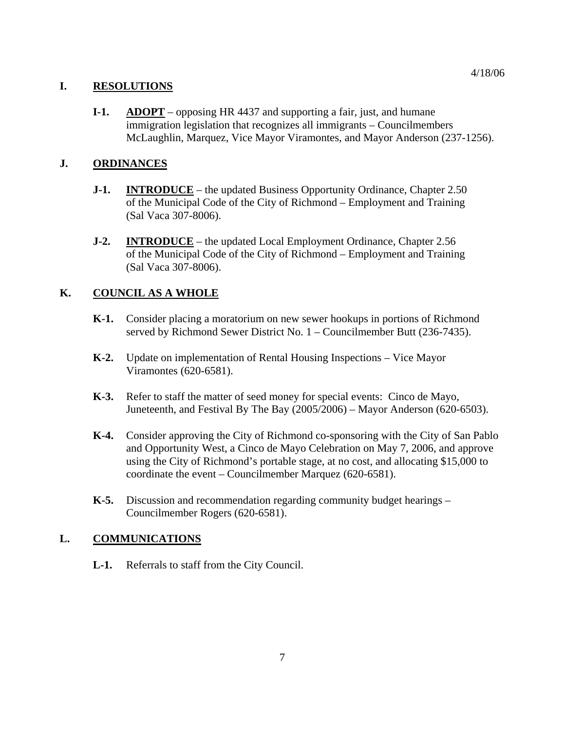4/18/06

## I. RESOLUTIONS

**I-1.** **ADOPT** – opposing HR 4437 and supporting a fair, just, and humane immigration legislation that recognizes all immigrants – Councilmembers McLaughlin, Marquez, Vice Mayor Viramontes, and Mayor Anderson (237-1256).

## J. ORDINANCES

**J-1.** **INTRODUCE** – the updated Business Opportunity Ordinance, Chapter 2.50 of the Municipal Code of the City of Richmond – Employment and Training (Sal Vaca 307-8006).

**J-2.** **INTRODUCE** – the updated Local Employment Ordinance, Chapter 2.56 of the Municipal Code of the City of Richmond – Employment and Training (Sal Vaca 307-8006).

## K. COUNCIL AS A WHOLE

**K-1.** Consider placing a moratorium on new sewer hookups in portions of Richmond served by Richmond Sewer District No. 1 – Councilmember Butt (236-7435).

**K-2.** Update on implementation of Rental Housing Inspections – Vice Mayor Viramontes (620-6581).

**K-3.** Refer to staff the matter of seed money for special events: Cinco de Mayo, Juneteenth, and Festival By The Bay (2005/2006) – Mayor Anderson (620-6503).

**K-4.** Consider approving the City of Richmond co-sponsoring with the City of San Pablo and Opportunity West, a Cinco de Mayo Celebration on May 7, 2006, and approve using the City of Richmond's portable stage, at no cost, and allocating $15,000 to coordinate the event – Councilmember Marquez (620-6581).

**K-5.** Discussion and recommendation regarding community budget hearings – Councilmember Rogers (620-6581).

## L. COMMUNICATIONS

**L-1.** Referrals to staff from the City Council.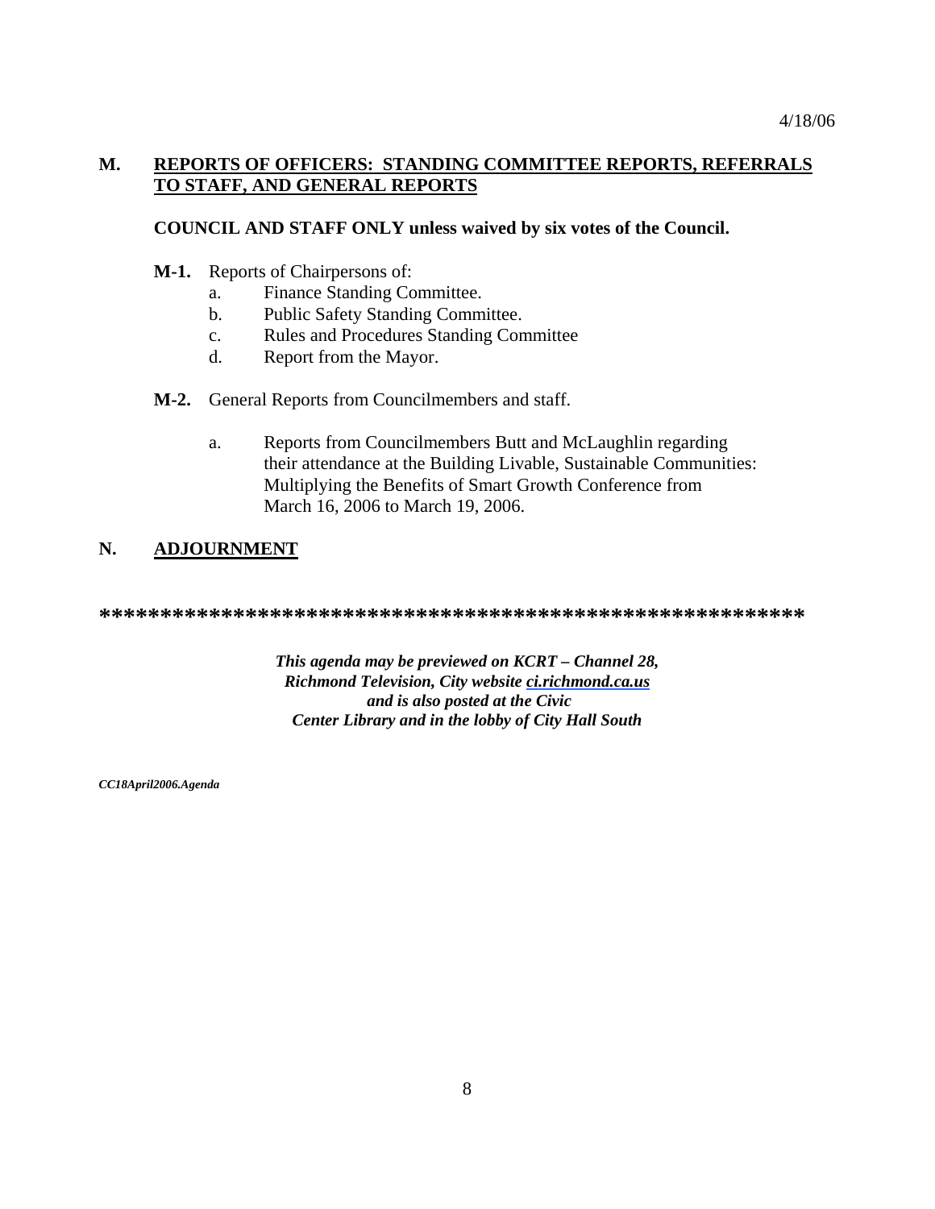## M. REPORTS OF OFFICERS: STANDING COMMITTEE REPORTS, REFERRALS TO STAFF, AND GENERAL REPORTS

**COUNCIL AND STAFF ONLY unless waived by six votes of the Council.**

**M-1.** Reports of Chairpersons of:

a. Finance Standing Committee.

b. Public Safety Standing Committee.

c. Rules and Procedures Standing Committee

d. Report from the Mayor.

**M-2.** General Reports from Councilmembers and staff.

a. Reports from Councilmembers Butt and McLaughlin regarding their attendance at the Building Livable, Sustainable Communities: Multiplying the Benefits of Smart Growth Conference from March 16, 2006 to March 19, 2006.

## N. ADJOURNMENT

**************************************************************

***This agenda may be previewed on KCRT – Channel 28, Richmond Television, City website ci.richmond.ca.us and is also posted at the Civic Center Library and in the lobby of City Hall South***

***CC18April2006.Agenda***